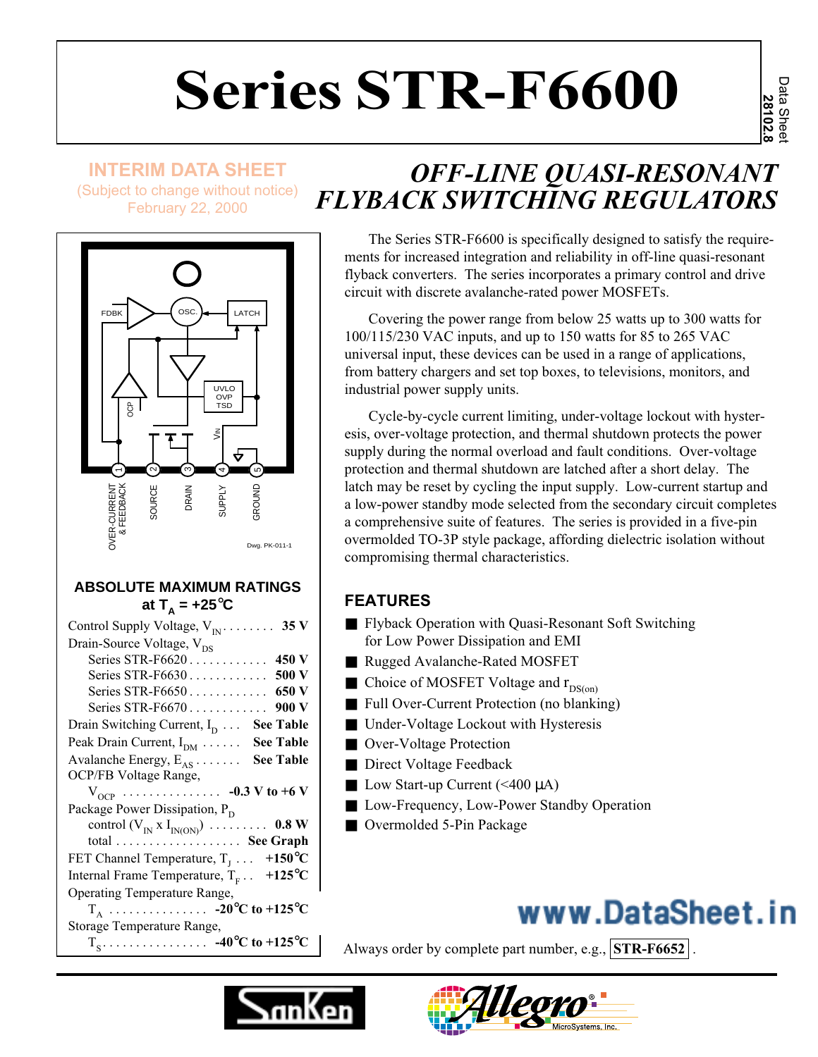# Series STR-F6600

Data Sheet 28102.8

**INTERIM DATA SHEET**
(Subject to change without notice)
February 22, 2000

## *OFF-LINE QUASI-RESONANT FLYBACK SWITCHING REGULATORS*

FDBK, OSC., LATCH, UVLO OVP TSD, OCP, $V_{IN}$

1 OVER-CURRENT & FEEDBACK, 2 SOURCE, 3 DRAIN, 4 SUPPLY, 5 GROUND

Dwg. PK-011-1

## ABSOLUTE MAXIMUM RATINGS at $T_A$ = +25°C

Control Supply Voltage, $V_{IN}$ . . . . . . . . **35 V**
Drain-Source Voltage, $V_{DS}$
- Series STR-F6620 . . . . . . . . . . . . **450 V**
- Series STR-F6630 . . . . . . . . . . . . **500 V**
- Series STR-F6650 . . . . . . . . . . . . **650 V**
- Series STR-F6670 . . . . . . . . . . . . **900 V**

Drain Switching Current, $I_D$ . . . **See Table**
Peak Drain Current, $I_{DM}$ . . . . . . **See Table**
Avalanche Energy, $E_{AS}$ . . . . . . . **See Table**
OCP/FB Voltage Range,
- $V_{OCP}$ . . . . . . . . . . . . . . . **-0.3 V to +6 V**

Package Power Dissipation, $P_D$
- control ($V_{IN}$ x $I_{IN(ON)}$) . . . . . . . . . **0.8 W**
- total . . . . . . . . . . . . . . . . . . . **See Graph**

FET Channel Temperature, $T_J$ . . . **+150°C**
Internal Frame Temperature, $T_F$ . . **+125°C**
Operating Temperature Range,
- $T_A$ . . . . . . . . . . . . . . . **-20°C to +125°C**

Storage Temperature Range,
- $T_S$ . . . . . . . . . . . . . . . . **-40°C to +125°C**

The Series STR-F6600 is specifically designed to satisfy the requirements for increased integration and reliability in off-line quasi-resonant flyback converters. The series incorporates a primary control and drive circuit with discrete avalanche-rated power MOSFETs.

Covering the power range from below 25 watts up to 300 watts for 100/115/230 VAC inputs, and up to 150 watts for 85 to 265 VAC universal input, these devices can be used in a range of applications, from battery chargers and set top boxes, to televisions, monitors, and industrial power supply units.

Cycle-by-cycle current limiting, under-voltage lockout with hysteresis, over-voltage protection, and thermal shutdown protects the power supply during the normal overload and fault conditions. Over-voltage protection and thermal shutdown are latched after a short delay. The latch may be reset by cycling the input supply. Low-current startup and a low-power standby mode selected from the secondary circuit completes a comprehensive suite of features. The series is provided in a five-pin overmolded TO-3P style package, affording dielectric isolation without compromising thermal characteristics.

## FEATURES

- Flyback Operation with Quasi-Resonant Soft Switching for Low Power Dissipation and EMI
- Rugged Avalanche-Rated MOSFET
- Choice of MOSFET Voltage and $r_{DS(on)}$
- Full Over-Current Protection (no blanking)
- Under-Voltage Lockout with Hysteresis
- Over-Voltage Protection
- Direct Voltage Feedback
- Low Start-up Current (<400 µA)
- Low-Frequency, Low-Power Standby Operation
- Overmolded 5-Pin Package

Always order by complete part number, e.g., **STR-F6652** .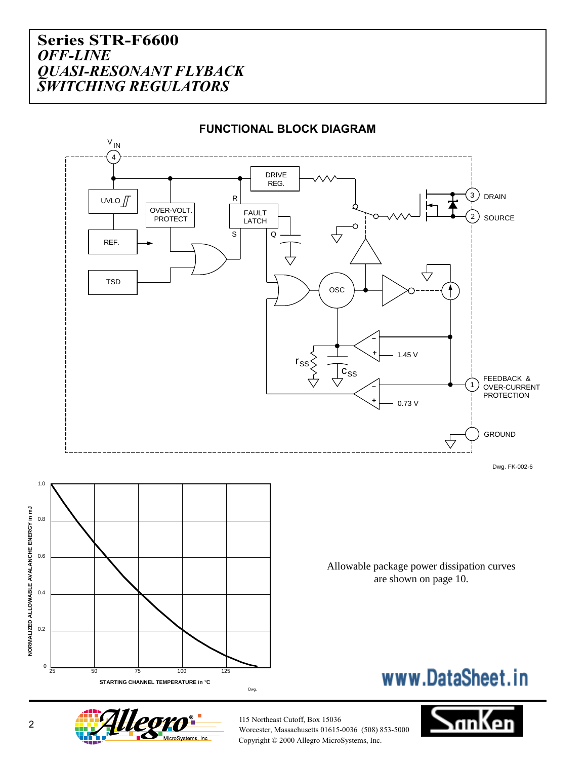# Series STR-F6600
## *OFF-LINE QUASI-RESONANT FLYBACK SWITCHING REGULATORS*

### FUNCTIONAL BLOCK DIAGRAM

Dwg. FK-002-6

Allowable package power dissipation curves are shown on page 10.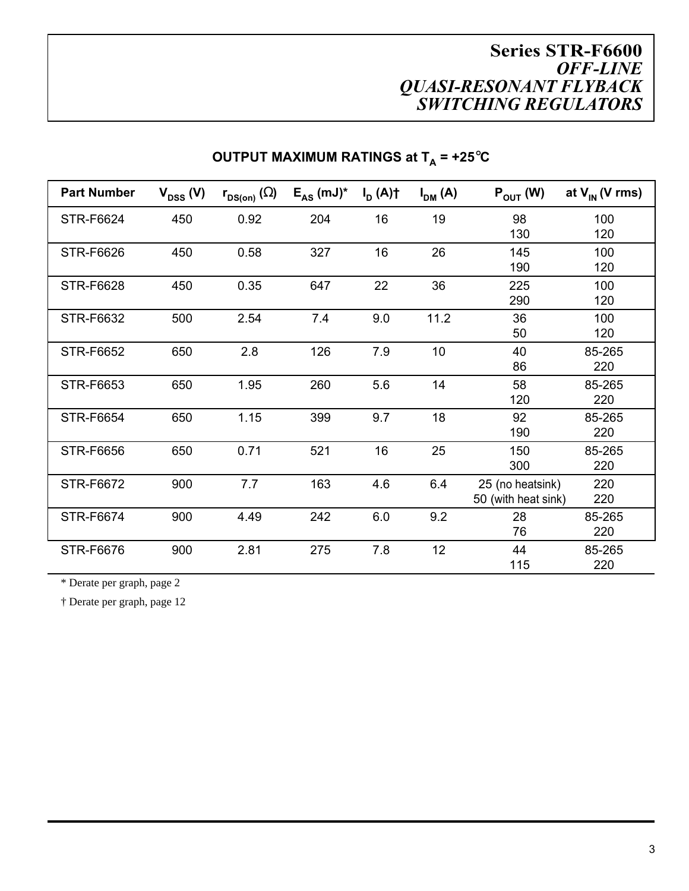## OUTPUT MAXIMUM RATINGS at $T_A$ = +25°C

| Part Number | $V_{DSS}$ (V) | $r_{DS(on)}$ (Ω) | $E_{AS}$ (mJ)* | $I_D$ (A)† | $I_{DM}$ (A) | $P_{OUT}$ (W) | at $V_{IN}$ (V rms) |
|---|---|---|---|---|---|---|---|
| STR-F6624 | 450 | 0.92 | 204 | 16 | 19 | 98<br>130 | 100<br>120 |
| STR-F6626 | 450 | 0.58 | 327 | 16 | 26 | 145<br>190 | 100<br>120 |
| STR-F6628 | 450 | 0.35 | 647 | 22 | 36 | 225<br>290 | 100<br>120 |
| STR-F6632 | 500 | 2.54 | 7.4 | 9.0 | 11.2 | 36<br>50 | 100<br>120 |
| STR-F6652 | 650 | 2.8 | 126 | 7.9 | 10 | 40<br>86 | 85-265<br>220 |
| STR-F6653 | 650 | 1.95 | 260 | 5.6 | 14 | 58<br>120 | 85-265<br>220 |
| STR-F6654 | 650 | 1.15 | 399 | 9.7 | 18 | 92<br>190 | 85-265<br>220 |
| STR-F6656 | 650 | 0.71 | 521 | 16 | 25 | 150<br>300 | 85-265<br>220 |
| STR-F6672 | 900 | 7.7 | 163 | 4.6 | 6.4 | 25 (no heatsink)<br>50 (with heat sink) | 220<br>220 |
| STR-F6674 | 900 | 4.49 | 242 | 6.0 | 9.2 | 28<br>76 | 85-265<br>220 |
| STR-F6676 | 900 | 2.81 | 275 | 7.8 | 12 | 44<br>115 | 85-265<br>220 |

* Derate per graph, page 2

† Derate per graph, page 12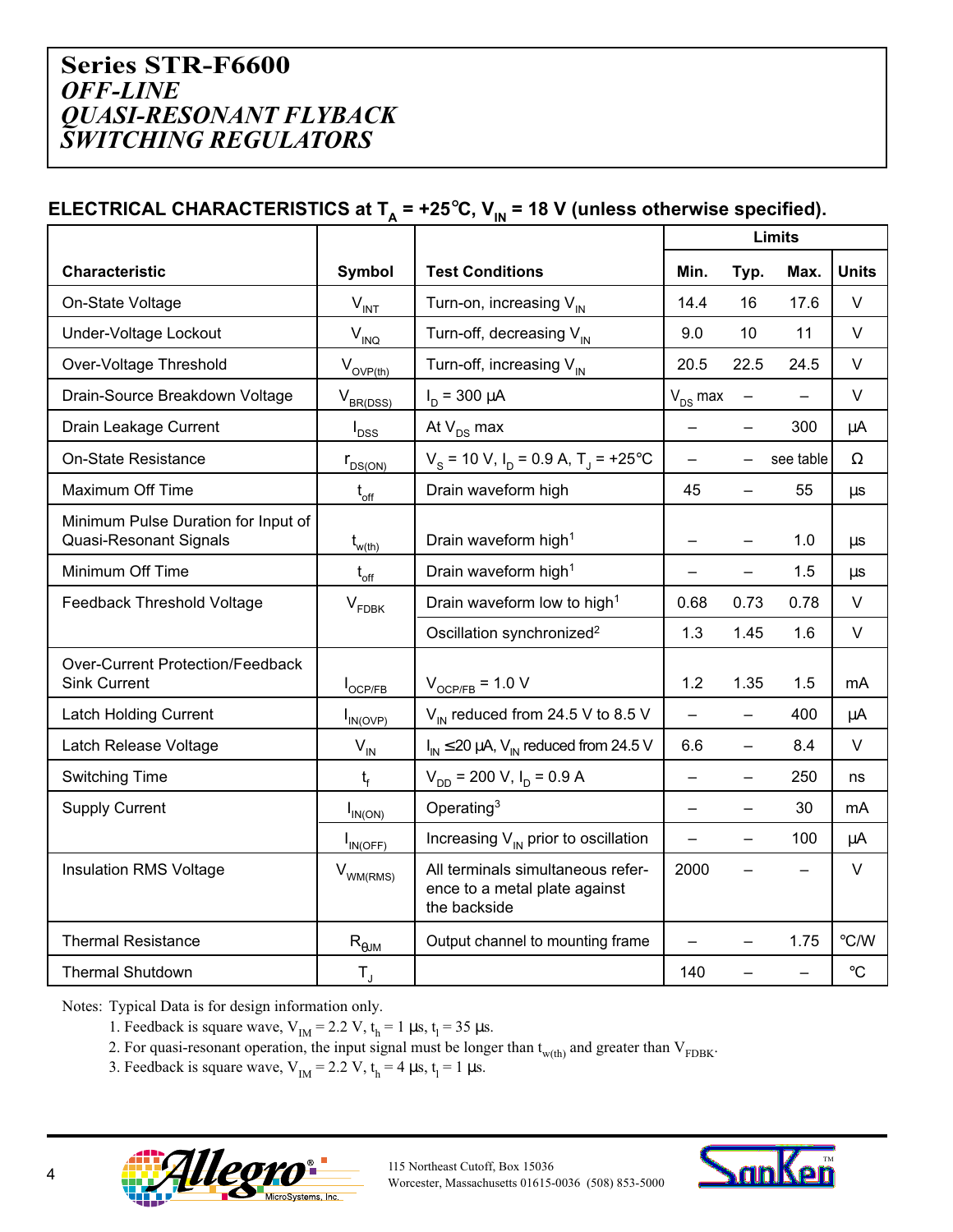# Series STR-F6600
## *OFF-LINE QUASI-RESONANT FLYBACK SWITCHING REGULATORS*

**ELECTRICAL CHARACTERISTICS at $T_A$ = +25°C, $V_{IN}$ = 18 V (unless otherwise specified).**

| Characteristic | Symbol | Test Conditions | Limits | | | Units |
|---|---|---|---|---|---|---|
| | | | Min. | Typ. | Max. | |
| On-State Voltage | $V_{INT}$ | Turn-on, increasing $V_{IN}$ | 14.4 | 16 | 17.6 | V |
| Under-Voltage Lockout | $V_{INQ}$ | Turn-off, decreasing $V_{IN}$ | 9.0 | 10 | 11 | V |
| Over-Voltage Threshold | $V_{OVP(th)}$ | Turn-off, increasing $V_{IN}$ | 20.5 | 22.5 | 24.5 | V |
| Drain-Source Breakdown Voltage | $V_{BR(DSS)}$ | $I_D$ = 300 µA | $V_{DS}$ max | – | – | V |
| Drain Leakage Current | $I_{DSS}$ | At $V_{DS}$ max | – | – | 300 | µA |
| On-State Resistance | $r_{DS(ON)}$ | $V_S$ = 10 V, $I_D$ = 0.9 A, $T_J$ = +25°C | – | – | see table | Ω |
| Maximum Off Time | $t_{off}$ | Drain waveform high | 45 | – | 55 | µs |
| Minimum Pulse Duration for Input of Quasi-Resonant Signals | $t_{w(th)}$ | Drain waveform high[1] | – | – | 1.0 | µs |
| Minimum Off Time | $t_{off}$ | Drain waveform high[1] | – | – | 1.5 | µs |
| Feedback Threshold Voltage | $V_{FDBK}$ | Drain waveform low to high[1] | 0.68 | 0.73 | 0.78 | V |
| | | Oscillation synchronized[2] | 1.3 | 1.45 | 1.6 | V |
| Over-Current Protection/Feedback Sink Current | $I_{OCP/FB}$ | $V_{OCP/FB}$ = 1.0 V | 1.2 | 1.35 | 1.5 | mA |
| Latch Holding Current | $I_{IN(OVP)}$ | $V_{IN}$ reduced from 24.5 V to 8.5 V | – | – | 400 | µA |
| Latch Release Voltage | $V_{IN}$ | $I_{IN}$ ≤20 µA, $V_{IN}$ reduced from 24.5 V | 6.6 | – | 8.4 | V |
| Switching Time | $t_f$ | $V_{DD}$ = 200 V, $I_D$ = 0.9 A | – | – | 250 | ns |
| Supply Current | $I_{IN(ON)}$ | Operating[3] | – | – | 30 | mA |
| | $I_{IN(OFF)}$ | Increasing $V_{IN}$ prior to oscillation | – | – | 100 | µA |
| Insulation RMS Voltage | $V_{WM(RMS)}$ | All terminals simultaneous reference to a metal plate against the backside | 2000 | – | – | V |
| Thermal Resistance | $R_{\theta JM}$ | Output channel to mounting frame | – | – | 1.75 | °C/W |
| Thermal Shutdown | $T_J$ | | 140 | – | – | °C |

Notes: Typical Data is for design information only.

1. Feedback is square wave, $V_{IM}$ = 2.2 V, $t_h$ = 1 µs, $t_l$ = 35 µs.
2. For quasi-resonant operation, the input signal must be longer than $t_{w(th)}$ and greater than $V_{FDBK}$.
3. Feedback is square wave, $V_{IM}$ = 2.2 V, $t_h$ = 4 µs, $t_l$ = 1 µs.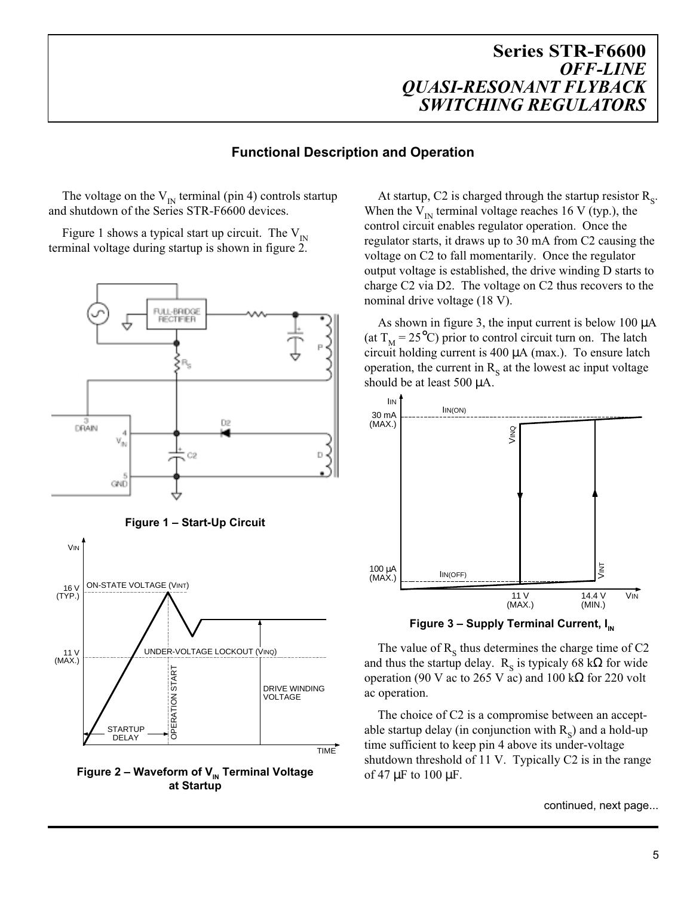# Series STR-F6600 *OFF-LINE QUASI-RESONANT FLYBACK SWITCHING REGULATORS*

## Functional Description and Operation

The voltage on the $V_{IN}$ terminal (pin 4) controls startup and shutdown of the Series STR-F6600 devices.

Figure 1 shows a typical start up circuit. The $V_{IN}$ terminal voltage during startup is shown in figure 2.

**Figure 1 – Start-Up Circuit**

**Figure 2 – Waveform of $V_{IN}$ Terminal Voltage at Startup**

At startup, C2 is charged through the startup resistor $R_S$. When the $V_{IN}$ terminal voltage reaches 16 V (typ.), the control circuit enables regulator operation. Once the regulator starts, it draws up to 30 mA from C2 causing the voltage on C2 to fall momentarily. Once the regulator output voltage is established, the drive winding D starts to charge C2 via D2. The voltage on C2 thus recovers to the nominal drive voltage (18 V).

As shown in figure 3, the input current is below 100 µA (at $T_M$ = 25°C) prior to control circuit turn on. The latch circuit holding current is 400 µA (max.). To ensure latch operation, the current in $R_S$ at the lowest ac input voltage should be at least 500 µA.

**Figure 3 – Supply Terminal Current, $I_{IN}$**

The value of $R_S$ thus determines the charge time of C2 and thus the startup delay. $R_S$ is typicaly 68 kΩ for wide operation (90 V ac to 265 V ac) and 100 kΩ for 220 volt ac operation.

The choice of C2 is a compromise between an acceptable startup delay (in conjunction with $R_S$) and a hold-up time sufficient to keep pin 4 above its under-voltage shutdown threshold of 11 V. Typically C2 is in the range of 47 µF to 100 µF.

continued, next page...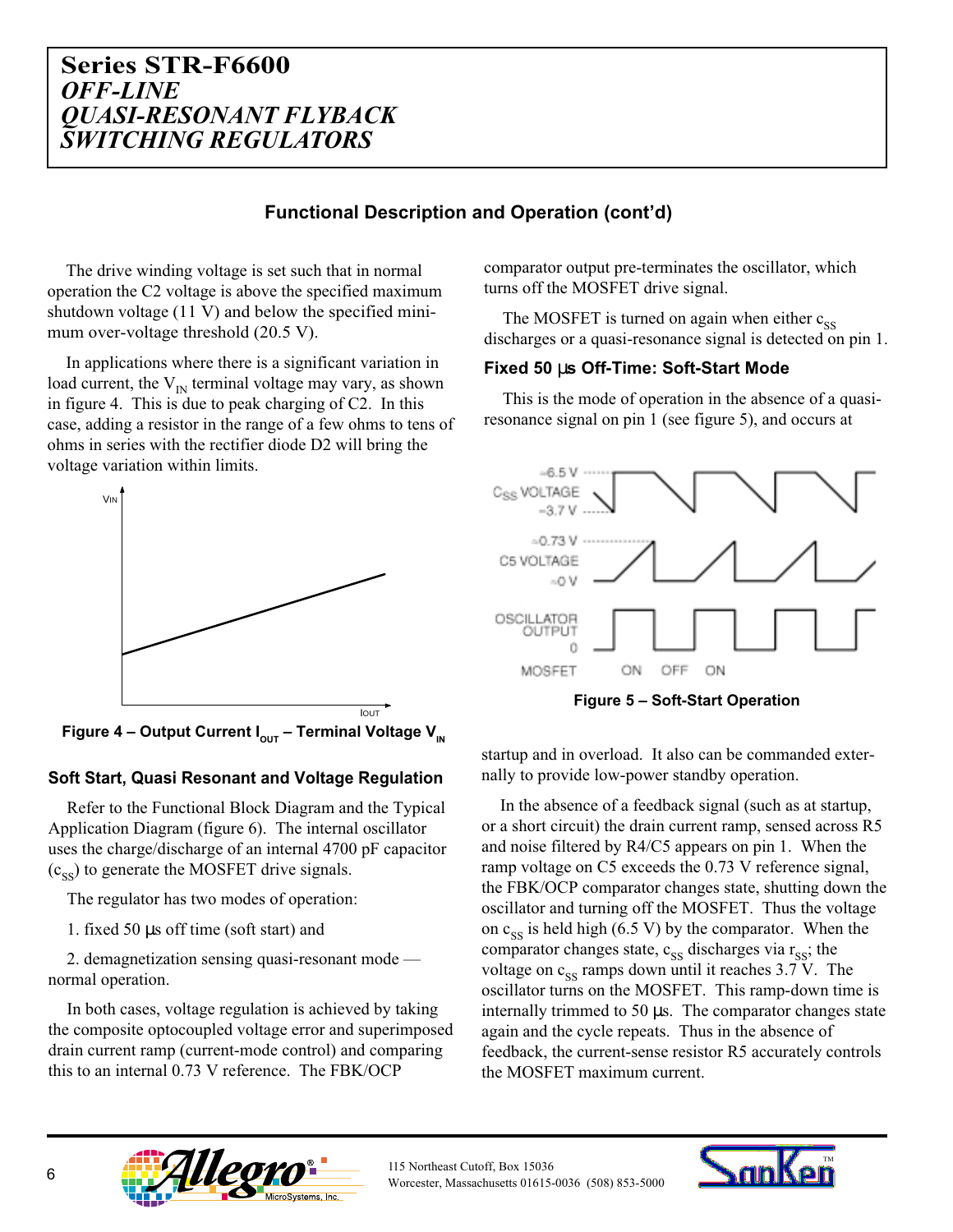# Series STR-F6600
## *OFF-LINE QUASI-RESONANT FLYBACK SWITCHING REGULATORS*

### Functional Description and Operation (cont'd)

The drive winding voltage is set such that in normal operation the C2 voltage is above the specified maximum shutdown voltage (11 V) and below the specified minimum over-voltage threshold (20.5 V).

In applications where there is a significant variation in load current, the $V_{IN}$ terminal voltage may vary, as shown in figure 4. This is due to peak charging of C2. In this case, adding a resistor in the range of a few ohms to tens of ohms in series with the rectifier diode D2 will bring the voltage variation within limits.

**Figure 4 – Output Current $I_{OUT}$ – Terminal Voltage $V_{IN}$**

#### Soft Start, Quasi Resonant and Voltage Regulation

Refer to the Functional Block Diagram and the Typical Application Diagram (figure 6). The internal oscillator uses the charge/discharge of an internal 4700 pF capacitor ($c_{SS}$) to generate the MOSFET drive signals.

The regulator has two modes of operation:

1. fixed 50 µs off time (soft start) and

2. demagnetization sensing quasi-resonant mode — normal operation.

In both cases, voltage regulation is achieved by taking the composite optocoupled voltage error and superimposed drain current ramp (current-mode control) and comparing this to an internal 0.73 V reference. The FBK/OCP comparator output pre-terminates the oscillator, which turns off the MOSFET drive signal.

The MOSFET is turned on again when either $c_{SS}$ discharges or a quasi-resonance signal is detected on pin 1.

#### Fixed 50 µs Off-Time: Soft-Start Mode

This is the mode of operation in the absence of a quasi-resonance signal on pin 1 (see figure 5), and occurs at startup and in overload. It also can be commanded externally to provide low-power standby operation.

**Figure 5 – Soft-Start Operation**

In the absence of a feedback signal (such as at startup, or a short circuit) the drain current ramp, sensed across R5 and noise filtered by R4/C5 appears on pin 1. When the ramp voltage on C5 exceeds the 0.73 V reference signal, the FBK/OCP comparator changes state, shutting down the oscillator and turning off the MOSFET. Thus the voltage on $c_{SS}$ is held high (6.5 V) by the comparator. When the comparator changes state, $c_{SS}$ discharges via $r_{SS}$; the voltage on $c_{SS}$ ramps down until it reaches 3.7 V. The oscillator turns on the MOSFET. This ramp-down time is internally trimmed to 50 µs. The comparator changes state again and the cycle repeats. Thus in the absence of feedback, the current-sense resistor R5 accurately controls the MOSFET maximum current.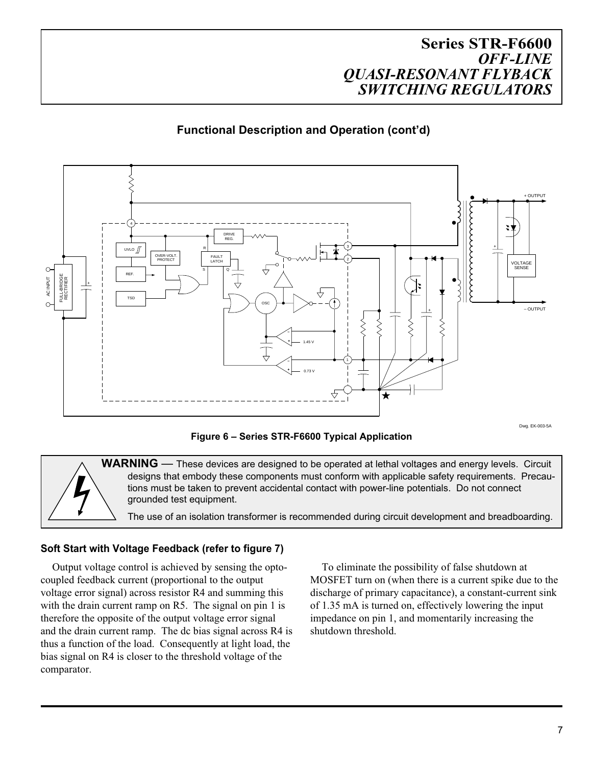## Functional Description and Operation (cont'd)

Dwg. EK-003-5A

**Figure 6 – Series STR-F6600 Typical Application**

**WARNING** — These devices are designed to be operated at lethal voltages and energy levels. Circuit designs that embody these components must conform with applicable safety requirements. Precautions must be taken to prevent accidental contact with power-line potentials. Do not connect grounded test equipment.

The use of an isolation transformer is recommended during circuit development and breadboarding.

### Soft Start with Voltage Feedback (refer to figure 7)

Output voltage control is achieved by sensing the opto-coupled feedback current (proportional to the output voltage error signal) across resistor R4 and summing this with the drain current ramp on R5. The signal on pin 1 is therefore the opposite of the output voltage error signal and the drain current ramp. The dc bias signal across R4 is thus a function of the load. Consequently at light load, the bias signal on R4 is closer to the threshold voltage of the comparator.

To eliminate the possibility of false shutdown at MOSFET turn on (when there is a current spike due to the discharge of primary capacitance), a constant-current sink of 1.35 mA is turned on, effectively lowering the input impedance on pin 1, and momentarily increasing the shutdown threshold.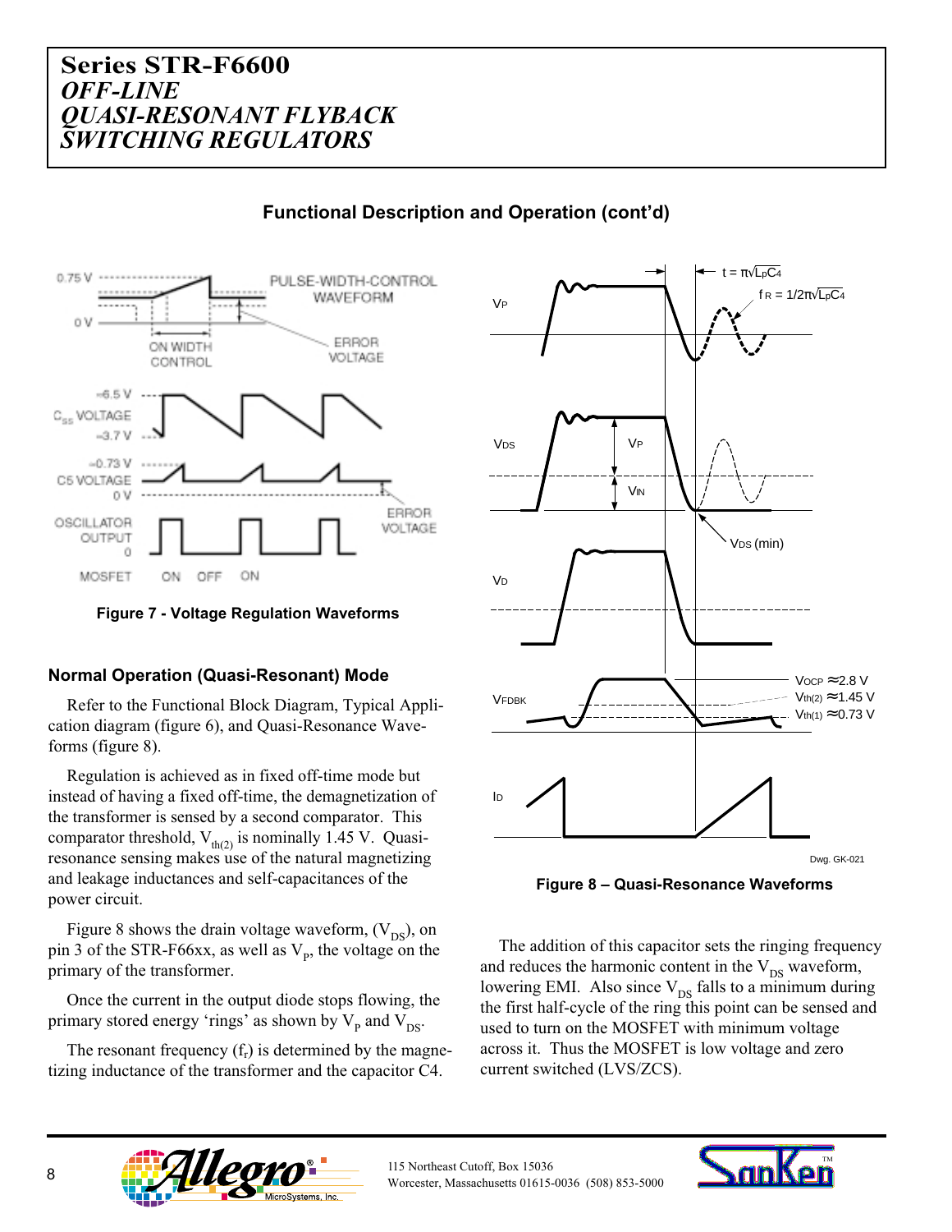# Series STR-F6600
## *OFF-LINE QUASI-RESONANT FLYBACK SWITCHING REGULATORS*

### Functional Description and Operation (cont'd)

Figure 7 - Voltage Regulation Waveforms

Figure 8 – Quasi-Resonance Waveforms

### Normal Operation (Quasi-Resonant) Mode

Refer to the Functional Block Diagram, Typical Application diagram (figure 6), and Quasi-Resonance Waveforms (figure 8).

Regulation is achieved as in fixed off-time mode but instead of having a fixed off-time, the demagnetization of the transformer is sensed by a second comparator. This comparator threshold, $V_{th(2)}$ is nominally 1.45 V. Quasi-resonance sensing makes use of the natural magnetizing and leakage inductances and self-capacitances of the power circuit.

Figure 8 shows the drain voltage waveform, ($V_{DS}$), on pin 3 of the STR-F66xx, as well as $V_P$, the voltage on the primary of the transformer.

Once the current in the output diode stops flowing, the primary stored energy 'rings' as shown by $V_P$ and $V_{DS}$.

The resonant frequency ($f_r$) is determined by the magnetizing inductance of the transformer and the capacitor C4.

The addition of this capacitor sets the ringing frequency and reduces the harmonic content in the $V_{DS}$ waveform, lowering EMI. Also since $V_{DS}$ falls to a minimum during the first half-cycle of the ring this point can be sensed and used to turn on the MOSFET with minimum voltage across it. Thus the MOSFET is low voltage and zero current switched (LVS/ZCS).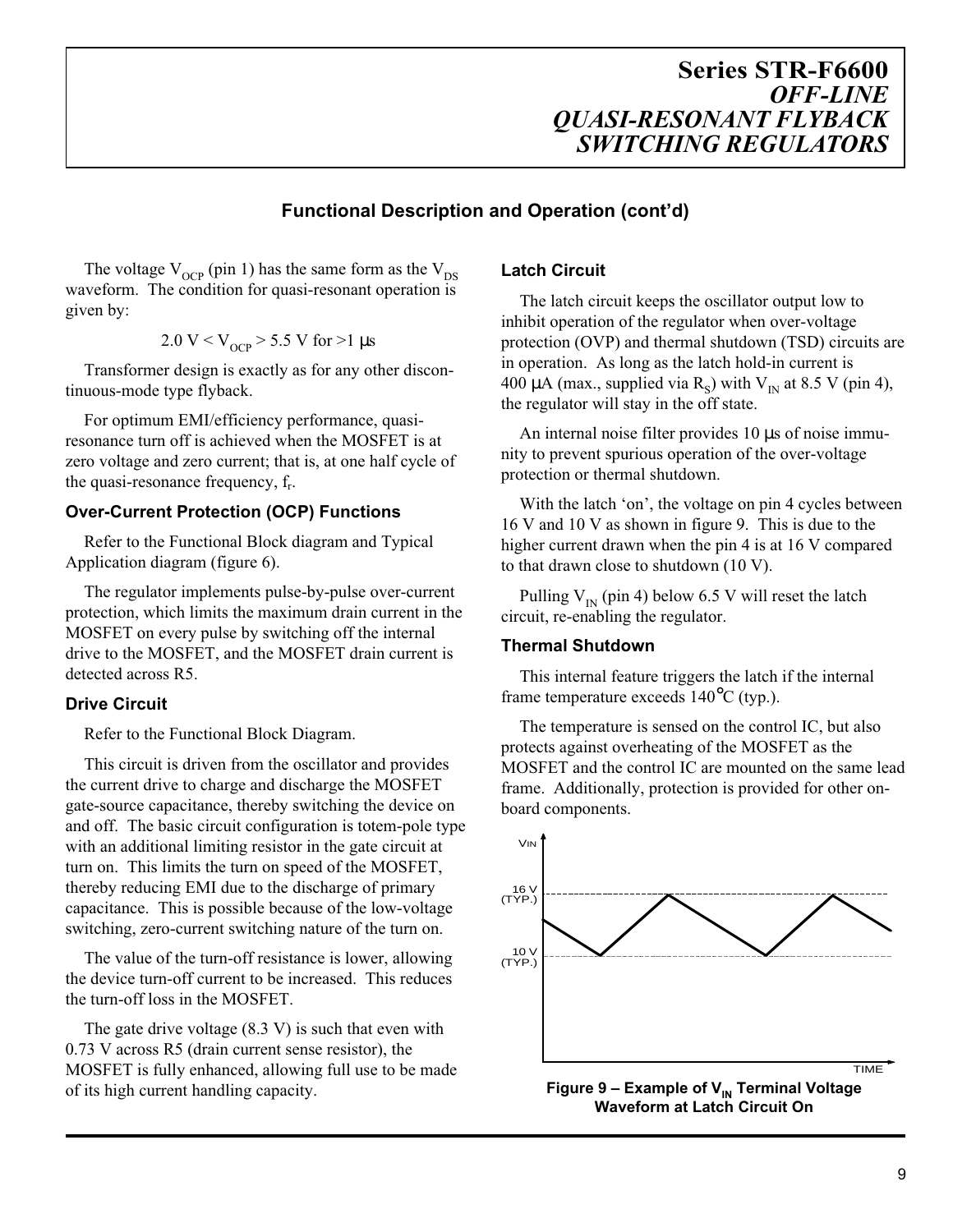## Functional Description and Operation (cont'd)

The voltage $V_{OCP}$ (pin 1) has the same form as the $V_{DS}$ waveform. The condition for quasi-resonant operation is given by:

$$2.0\text{ V} < V_{OCP} > 5.5\text{ V for} > 1\text{ µs}$$

Transformer design is exactly as for any other discontinuous-mode type flyback.

For optimum EMI/efficiency performance, quasi-resonance turn off is achieved when the MOSFET is at zero voltage and zero current; that is, at one half cycle of the quasi-resonance frequency, $f_r$.

### Over-Current Protection (OCP) Functions

Refer to the Functional Block diagram and Typical Application diagram (figure 6).

The regulator implements pulse-by-pulse over-current protection, which limits the maximum drain current in the MOSFET on every pulse by switching off the internal drive to the MOSFET, and the MOSFET drain current is detected across R5.

### Drive Circuit

Refer to the Functional Block Diagram.

This circuit is driven from the oscillator and provides the current drive to charge and discharge the MOSFET gate-source capacitance, thereby switching the device on and off. The basic circuit configuration is totem-pole type with an additional limiting resistor in the gate circuit at turn on. This limits the turn on speed of the MOSFET, thereby reducing EMI due to the discharge of primary capacitance. This is possible because of the low-voltage switching, zero-current switching nature of the turn on.

The value of the turn-off resistance is lower, allowing the device turn-off current to be increased. This reduces the turn-off loss in the MOSFET.

The gate drive voltage (8.3 V) is such that even with 0.73 V across R5 (drain current sense resistor), the MOSFET is fully enhanced, allowing full use to be made of its high current handling capacity.

### Latch Circuit

The latch circuit keeps the oscillator output low to inhibit operation of the regulator when over-voltage protection (OVP) and thermal shutdown (TSD) circuits are in operation. As long as the latch hold-in current is 400 µA (max., supplied via $R_S$) with $V_{IN}$ at 8.5 V (pin 4), the regulator will stay in the off state.

An internal noise filter provides 10 µs of noise immunity to prevent spurious operation of the over-voltage protection or thermal shutdown.

With the latch 'on', the voltage on pin 4 cycles between 16 V and 10 V as shown in figure 9. This is due to the higher current drawn when the pin 4 is at 16 V compared to that drawn close to shutdown (10 V).

Pulling $V_{IN}$ (pin 4) below 6.5 V will reset the latch circuit, re-enabling the regulator.

### Thermal Shutdown

This internal feature triggers the latch if the internal frame temperature exceeds 140°C (typ.).

The temperature is sensed on the control IC, but also protects against overheating of the MOSFET as the MOSFET and the control IC are mounted on the same lead frame. Additionally, protection is provided for other on-board components.

VIN

16 V (TYP.)

10 V (TYP.)

TIME

**Figure 9 – Example of $V_{IN}$ Terminal Voltage Waveform at Latch Circuit On**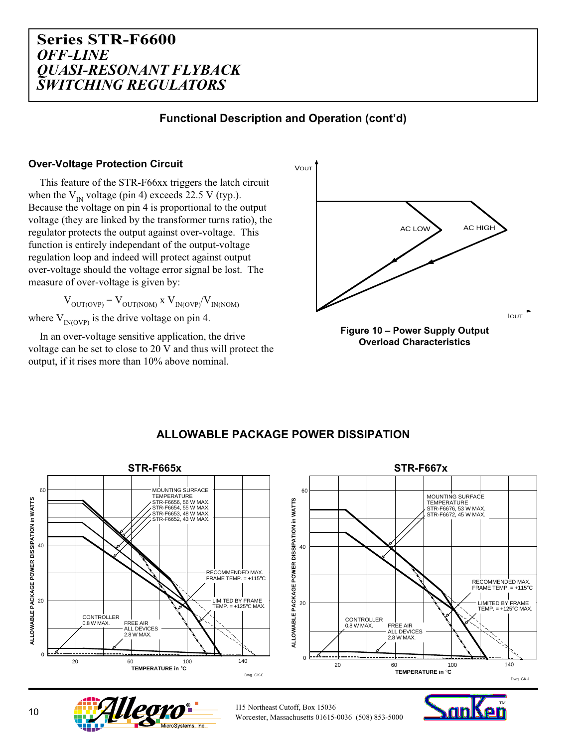# Series STR-F6600
## *OFF-LINE QUASI-RESONANT FLYBACK SWITCHING REGULATORS*

### Functional Description and Operation (cont'd)

#### Over-Voltage Protection Circuit

This feature of the STR-F66xx triggers the latch circuit when the $V_{IN}$ voltage (pin 4) exceeds 22.5 V (typ.). Because the voltage on pin 4 is proportional to the output voltage (they are linked by the transformer turns ratio), the regulator protects the output against over-voltage. This function is entirely independant of the output-voltage regulation loop and indeed will protect against output over-voltage should the voltage error signal be lost. The measure of over-voltage is given by:

$$V_{OUT(OVP)} = V_{OUT(NOM)} \times V_{IN(OVP)}/V_{IN(NOM)}$$

where $V_{IN(OVP)}$ is the drive voltage on pin 4.

In an over-voltage sensitive application, the drive voltage can be set to close to 20 V and thus will protect the output, if it rises more than 10% above nominal.

**Figure 10 – Power Supply Output Overload Characteristics**

### ALLOWABLE PACKAGE POWER DISSIPATION

**STR-F665x**

**STR-F667x**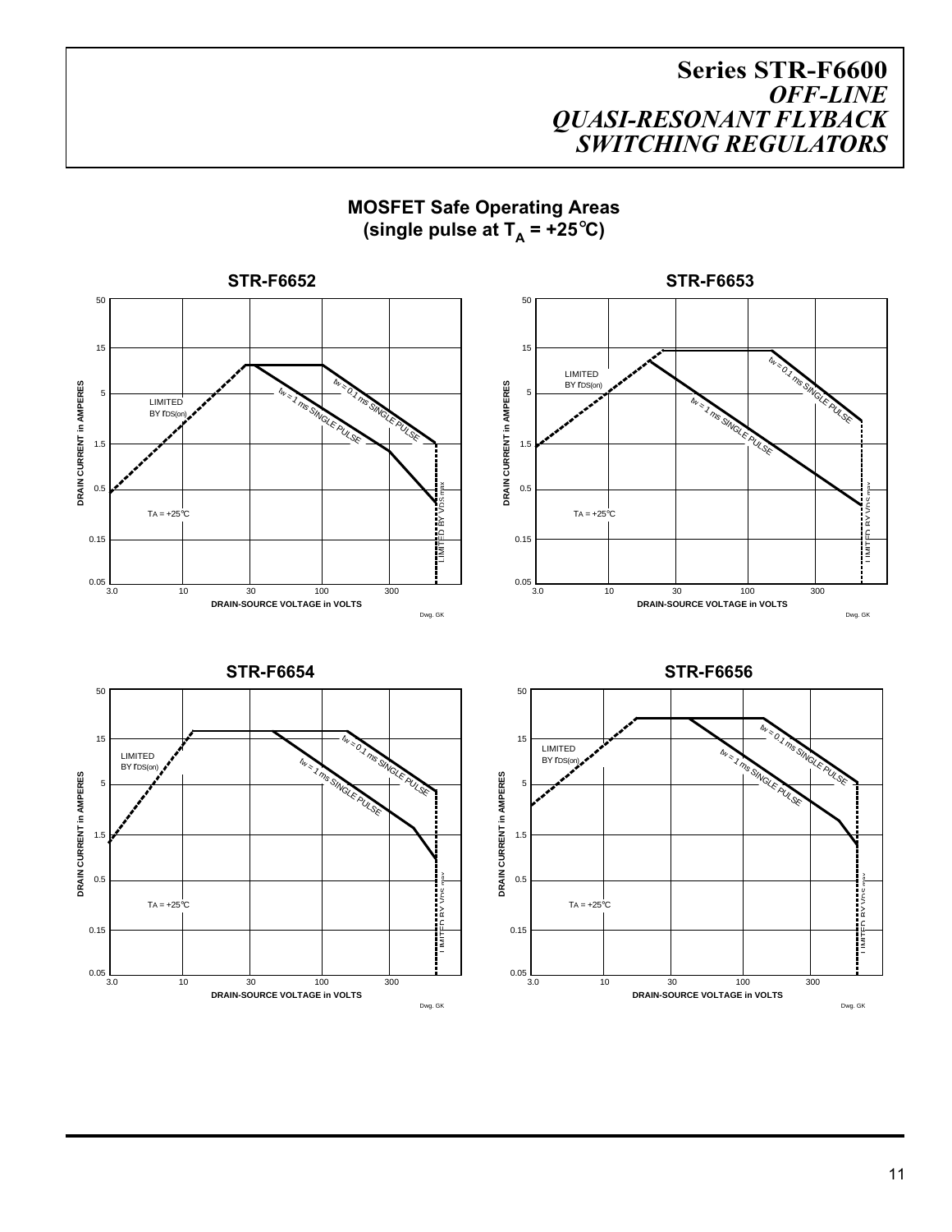## MOSFET Safe Operating Areas (single pulse at $T_A$ = +25°C)

### STR-F6652

DRAIN CURRENT in AMPERES (0.05, 0.15, 0.5, 1.5, 5, 15, 50)

DRAIN-SOURCE VOLTAGE in VOLTS (3.0, 10, 30, 100, 300)

LIMITED BY $r_{DS(on)}$

$t_w$ = 0.1 ms SINGLE PULSE

$t_w$ = 1 ms SINGLE PULSE

LIMITED BY $V_{DS}$ max

$T_A$ = +25°C

Dwg. GK

### STR-F6653

DRAIN CURRENT in AMPERES (0.05, 0.15, 0.5, 1.5, 5, 15, 50)

DRAIN-SOURCE VOLTAGE in VOLTS (3.0, 10, 30, 100, 300)

LIMITED BY $r_{DS(on)}$

$t_w$ = 0.1 ms SINGLE PULSE

$t_w$ = 1 ms SINGLE PULSE

LIMITED BY $V_{DS}$ max

$T_A$ = +25°C

Dwg. GK

### STR-F6654

DRAIN CURRENT in AMPERES (0.05, 0.15, 0.5, 1.5, 5, 15, 50)

DRAIN-SOURCE VOLTAGE in VOLTS (3.0, 10, 30, 100, 300)

LIMITED BY $r_{DS(on)}$

$t_w$ = 0.1 ms SINGLE PULSE

$t_w$ = 1 ms SINGLE PULSE

LIMITED BY $V_{DS}$ max

$T_A$ = +25°C

Dwg. GK

### STR-F6656

DRAIN CURRENT in AMPERES (0.05, 0.15, 0.5, 1.5, 5, 15, 50)

DRAIN-SOURCE VOLTAGE in VOLTS (3.0, 10, 30, 100, 300)

LIMITED BY $r_{DS(on)}$

$t_w$ = 0.1 ms SINGLE PULSE

$t_w$ = 1 ms SINGLE PULSE

LIMITED BY $V_{DS}$ max

$T_A$ = +25°C

Dwg. GK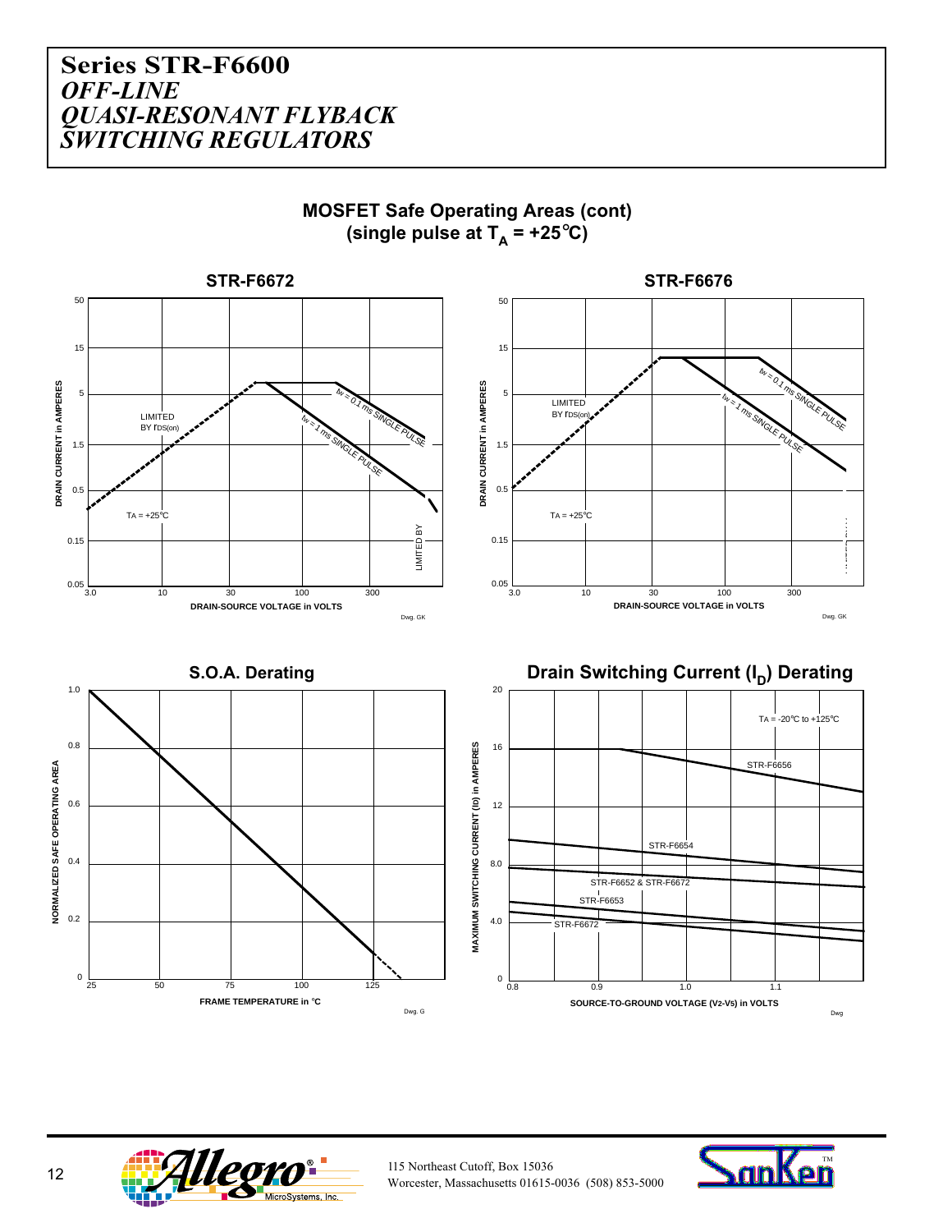# Series STR-F6600

## *OFF-LINE QUASI-RESONANT FLYBACK SWITCHING REGULATORS*

### MOSFET Safe Operating Areas (cont)
### (single pulse at $T_A$ = +25°C)

**STR-F6672**

DRAIN CURRENT in AMPERES (0.05, 0.15, 0.5, 1.5, 5, 15, 50)

LIMITED BY $r_{DS(on)}$

$t_w$ = 0.1 ms SINGLE PULSE

$t_w$ = 1 ms SINGLE PULSE

LIMITED BY

$T_A$ = +25°C

DRAIN-SOURCE VOLTAGE in VOLTS (3.0, 10, 30, 100, 300)

Dwg. GK

**STR-F6676**

DRAIN CURRENT in AMPERES (0.05, 0.15, 0.5, 1.5, 5, 15, 50)

LIMITED BY $r_{DS(on)}$

$t_w$ = 0.1 ms SINGLE PULSE

$t_w$ = 1 ms SINGLE PULSE

$T_A$ = +25°C

DRAIN-SOURCE VOLTAGE in VOLTS (3.0, 10, 30, 100, 300)

Dwg. GK

**S.O.A. Derating**

NORMALIZED SAFE OPERATING AREA (0, 0.2, 0.4, 0.6, 0.8, 1.0)

FRAME TEMPERATURE in °C (25, 50, 75, 100, 125)

Dwg. G

**Drain Switching Current ($I_D$) Derating**

MAXIMUM SWITCHING CURRENT ($I_D$) in AMPERES (0, 4.0, 8.0, 12, 16, 20)

$T_A$ = -20°C to +125°C

STR-F6656

STR-F6654

STR-F6652 & STR-F6672

STR-F6653

STR-F6672

SOURCE-TO-GROUND VOLTAGE ($V_2$-$V_5$) in VOLTS (0.8, 0.9, 1.0, 1.1)

Dwg

115 Northeast Cutoff, Box 15036
Worcester, Massachusetts 01615-0036 (508) 853-5000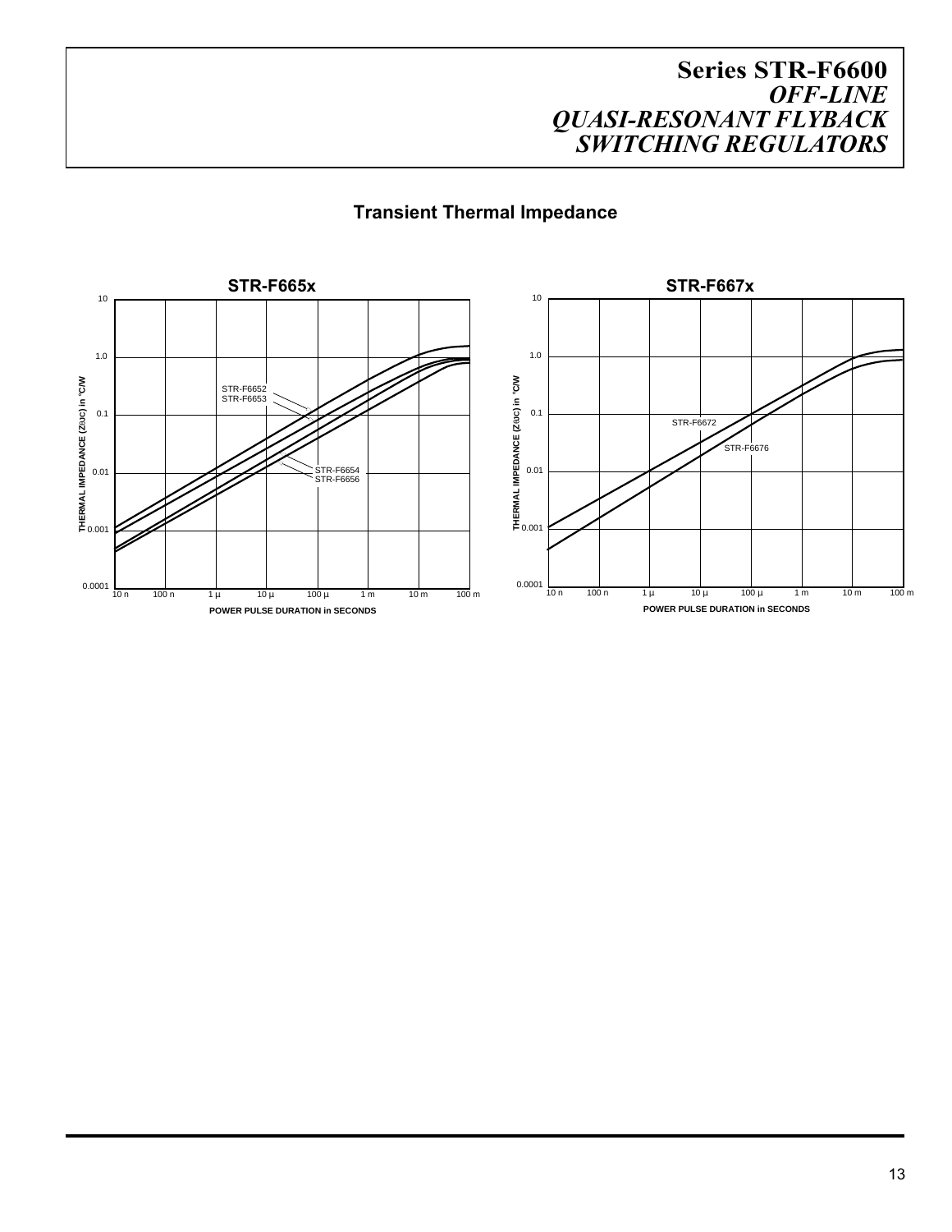## Transient Thermal Impedance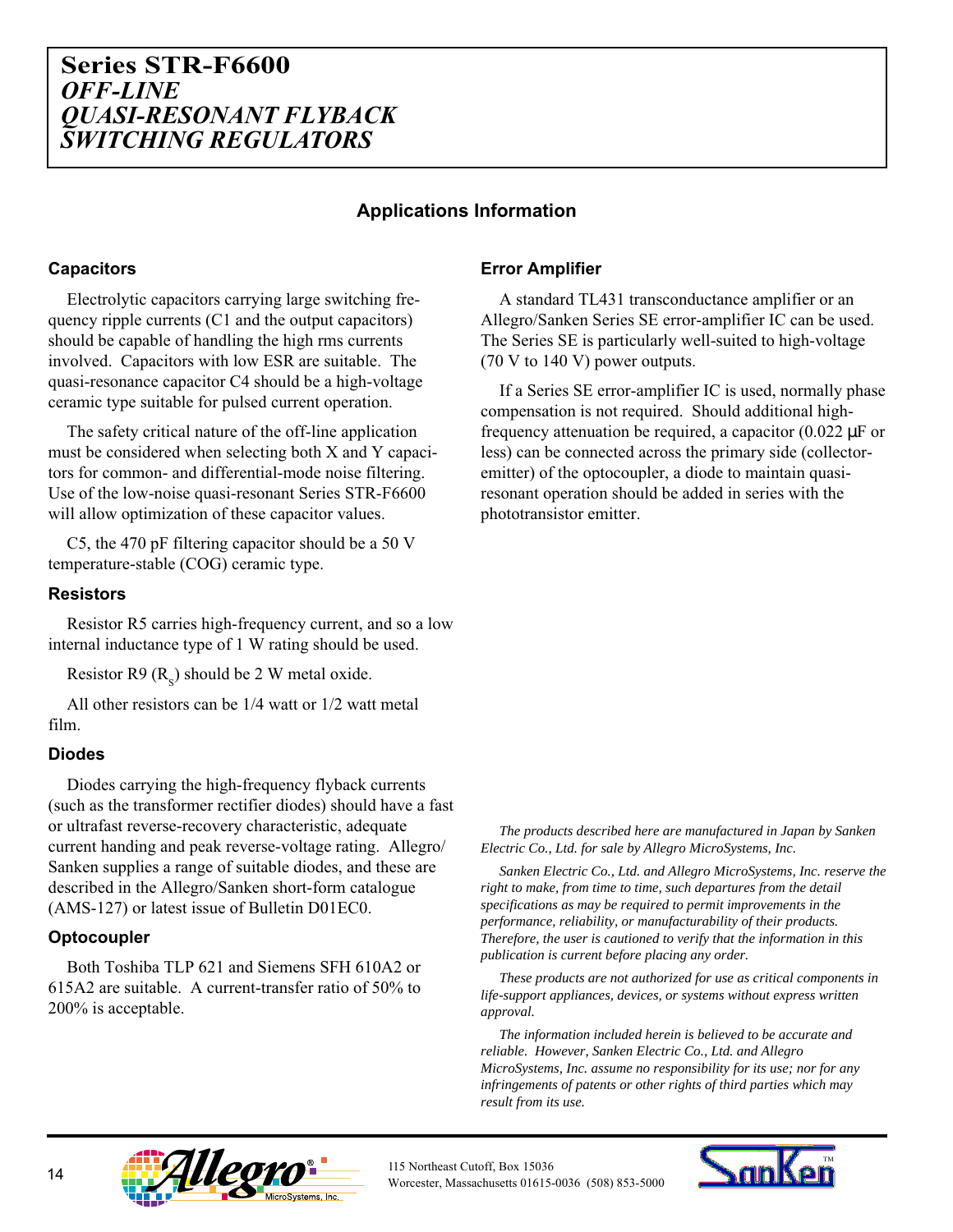# Series STR-F6600
## *OFF-LINE QUASI-RESONANT FLYBACK SWITCHING REGULATORS*

## Applications Information

### Capacitors

Electrolytic capacitors carrying large switching frequency ripple currents (C1 and the output capacitors) should be capable of handling the high rms currents involved. Capacitors with low ESR are suitable. The quasi-resonance capacitor C4 should be a high-voltage ceramic type suitable for pulsed current operation.

The safety critical nature of the off-line application must be considered when selecting both X and Y capacitors for common- and differential-mode noise filtering. Use of the low-noise quasi-resonant Series STR-F6600 will allow optimization of these capacitor values.

C5, the 470 pF filtering capacitor should be a 50 V temperature-stable (COG) ceramic type.

### Resistors

Resistor R5 carries high-frequency current, and so a low internal inductance type of 1 W rating should be used.

Resistor R9 ($R_S$) should be 2 W metal oxide.

All other resistors can be 1/4 watt or 1/2 watt metal film.

### Diodes

Diodes carrying the high-frequency flyback currents (such as the transformer rectifier diodes) should have a fast or ultrafast reverse-recovery characteristic, adequate current handing and peak reverse-voltage rating. Allegro/ Sanken supplies a range of suitable diodes, and these are described in the Allegro/Sanken short-form catalogue (AMS-127) or latest issue of Bulletin D01EC0.

### Optocoupler

Both Toshiba TLP 621 and Siemens SFH 610A2 or 615A2 are suitable. A current-transfer ratio of 50% to 200% is acceptable.

### Error Amplifier

A standard TL431 transconductance amplifier or an Allegro/Sanken Series SE error-amplifier IC can be used. The Series SE is particularly well-suited to high-voltage (70 V to 140 V) power outputs.

If a Series SE error-amplifier IC is used, normally phase compensation is not required. Should additional high-frequency attenuation be required, a capacitor (0.022 μF or less) can be connected across the primary side (collector-emitter) of the optocoupler, a diode to maintain quasi-resonant operation should be added in series with the phototransistor emitter.

*The products described here are manufactured in Japan by Sanken Electric Co., Ltd. for sale by Allegro MicroSystems, Inc.*

*Sanken Electric Co., Ltd. and Allegro MicroSystems, Inc. reserve the right to make, from time to time, such departures from the detail specifications as may be required to permit improvements in the performance, reliability, or manufacturability of their products. Therefore, the user is cautioned to verify that the information in this publication is current before placing any order.*

*These products are not authorized for use as critical components in life-support appliances, devices, or systems without express written approval.*

*The information included herein is believed to be accurate and reliable. However, Sanken Electric Co., Ltd. and Allegro MicroSystems, Inc. assume no responsibility for its use; nor for any infringements of patents or other rights of third parties which may result from its use.*

115 Northeast Cutoff, Box 15036
Worcester, Massachusetts 01615-0036 (508) 853-5000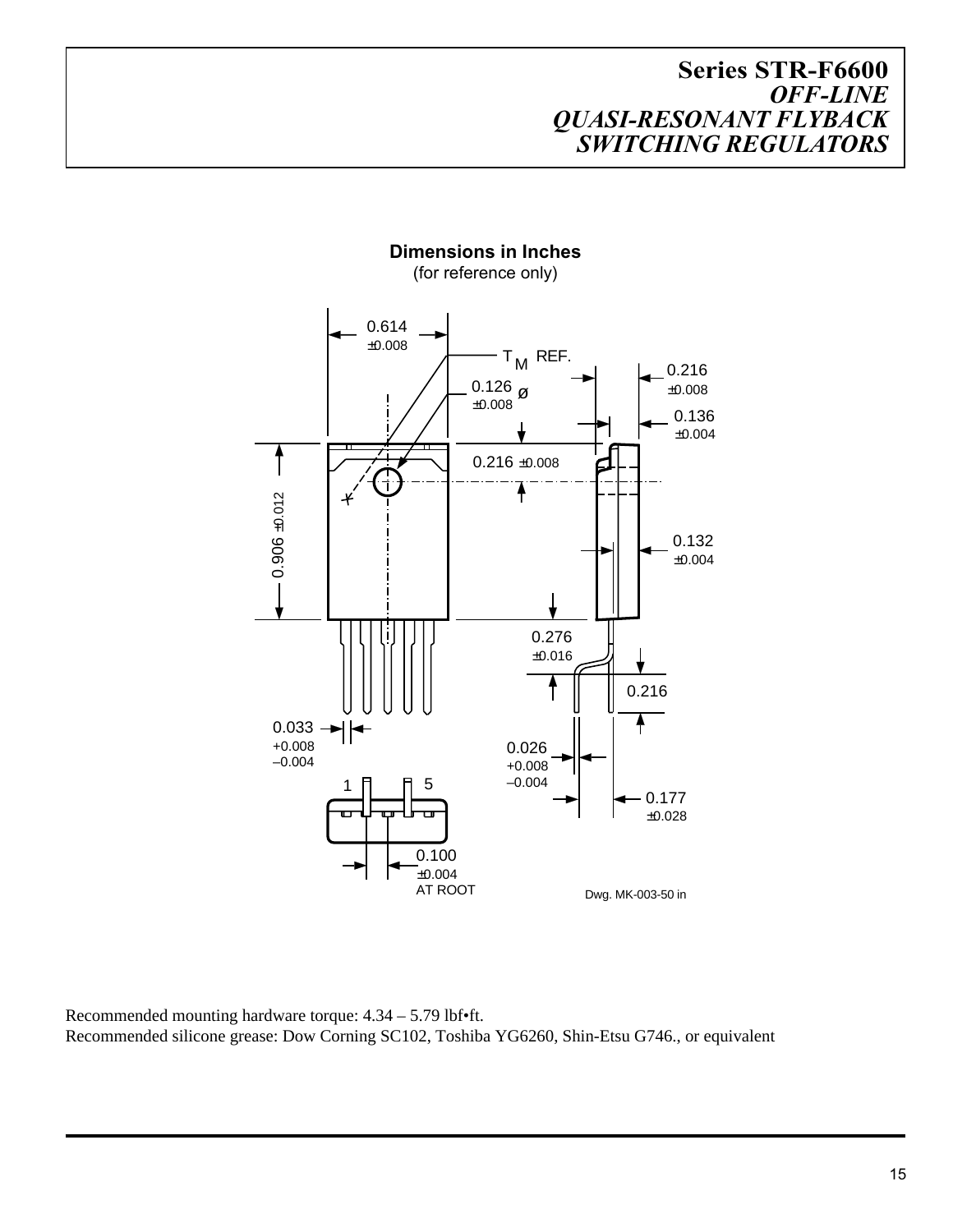## Dimensions in Inches

(for reference only)

Dwg. MK-003-50 in

Recommended mounting hardware torque: 4.34 – 5.79 lbf•ft.

Recommended silicone grease: Dow Corning SC102, Toshiba YG6260, Shin-Etsu G746., or equivalent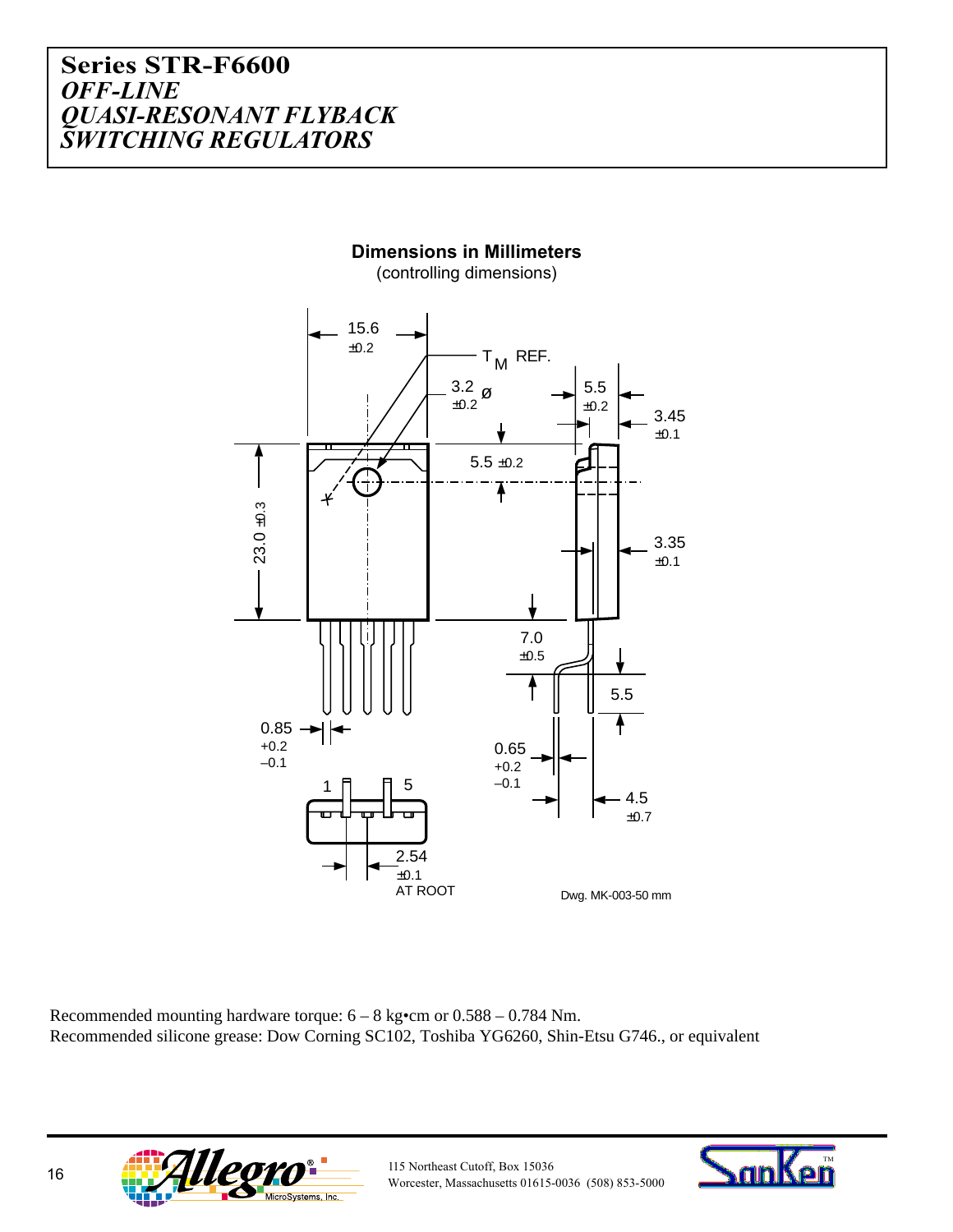# Series STR-F6600

## *OFF-LINE QUASI-RESONANT FLYBACK SWITCHING REGULATORS*

**Dimensions in Millimeters**
(controlling dimensions)

15.6
±0.2

$T_M$ REF.

3.2
±0.2 ø

5.5
±0.2

3.45
±0.1

5.5 ±0.2

23.0 ±0.3

3.35
±0.1

7.0
±0.5

5.5

0.85
+0.2
–0.1

0.65
+0.2
–0.1

1

5

4.5
±0.7

2.54
±0.1
AT ROOT

Dwg. MK-003-50 mm

Recommended mounting hardware torque: 6 – 8 kg•cm or 0.588 – 0.784 Nm.
Recommended silicone grease: Dow Corning SC102, Toshiba YG6260, Shin-Etsu G746., or equivalent

115 Northeast Cutoff, Box 15036
Worcester, Massachusetts 01615-0036 (508) 853-5000